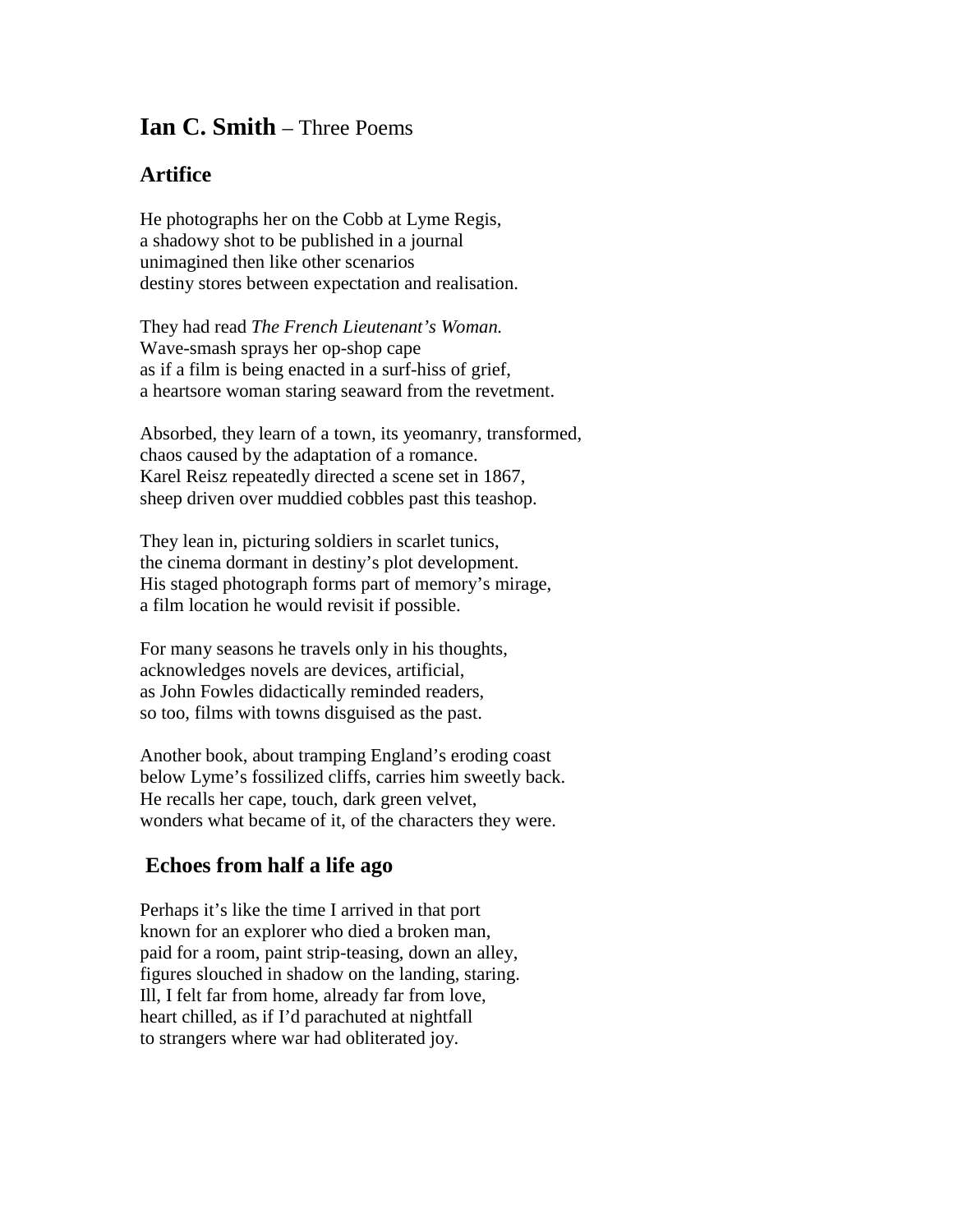# **Ian C. Smith** – Three Poems

## Artifice

He photographs her on the Cobb at Lyme Regis,  
a shadowy shot to be published in a journal  
unimagined then like other scenarios  
destiny stores between expectation and realisation.

They had read *The French Lieutenant's Woman.*  
Wave-smash sprays her op-shop cape  
as if a film is being enacted in a surf-hiss of grief,  
a heartsore woman staring seaward from the revetment.

Absorbed, they learn of a town, its yeomanry, transformed,  
chaos caused by the adaptation of a romance.  
Karel Reisz repeatedly directed a scene set in 1867,  
sheep driven over muddied cobbles past this teashop.

They lean in, picturing soldiers in scarlet tunics,  
the cinema dormant in destiny's plot development.  
His staged photograph forms part of memory's mirage,  
a film location he would revisit if possible.

For many seasons he travels only in his thoughts,  
acknowledges novels are devices, artificial,  
as John Fowles didactically reminded readers,  
so too, films with towns disguised as the past.

Another book, about tramping England's eroding coast  
below Lyme's fossilized cliffs, carries him sweetly back.  
He recalls her cape, touch, dark green velvet,  
wonders what became of it, of the characters they were.

## Echoes from half a life ago

Perhaps it's like the time I arrived in that port  
known for an explorer who died a broken man,  
paid for a room, paint strip-teasing, down an alley,  
figures slouched in shadow on the landing, staring.  
Ill, I felt far from home, already far from love,  
heart chilled, as if I'd parachuted at nightfall  
to strangers where war had obliterated joy.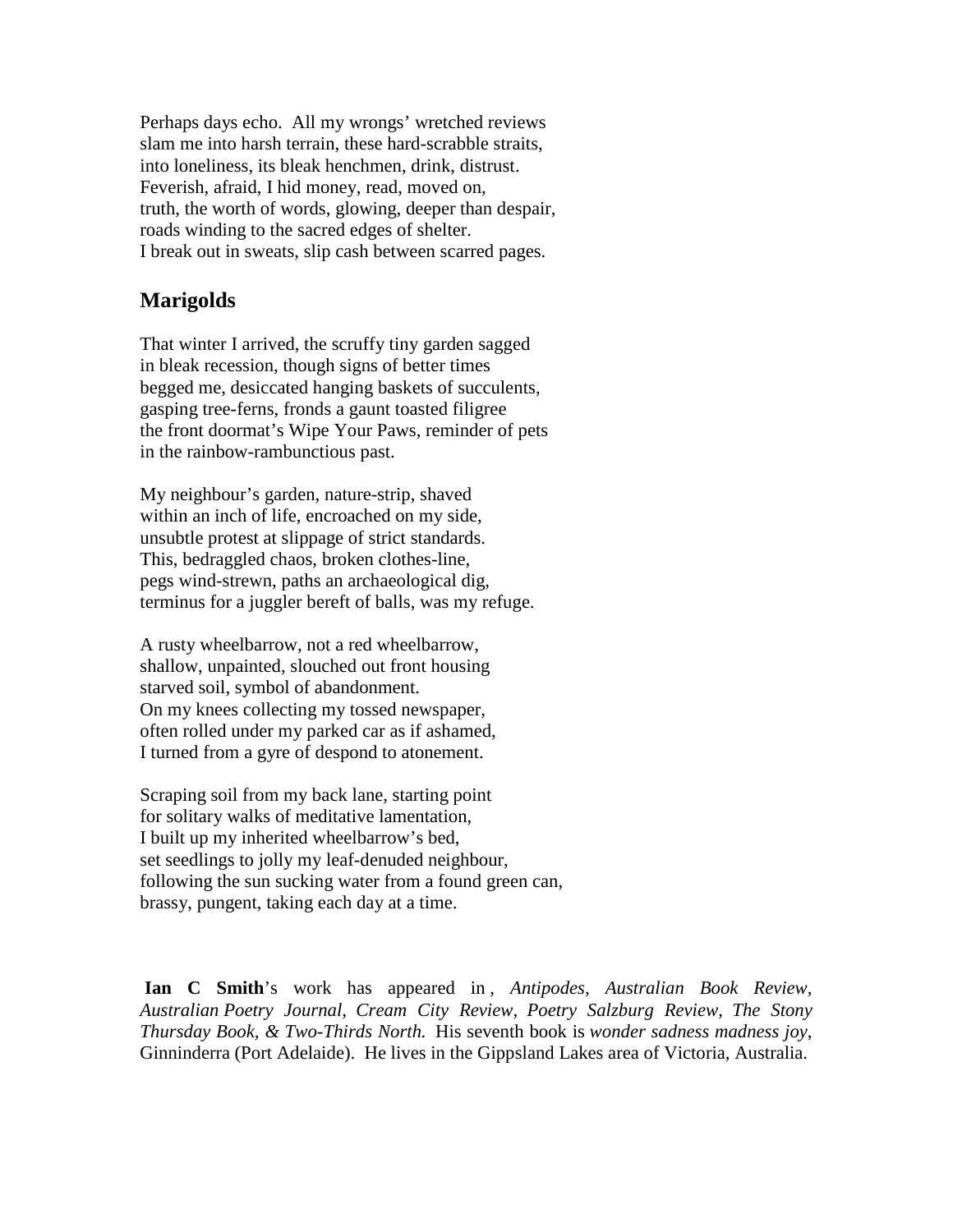Perhaps days echo.  All my wrongs' wretched reviews
slam me into harsh terrain, these hard-scrabble straits,
into loneliness, its bleak henchmen, drink, distrust.
Feverish, afraid, I hid money, read, moved on,
truth, the worth of words, glowing, deeper than despair,
roads winding to the sacred edges of shelter.
I break out in sweats, slip cash between scarred pages.

## Marigolds

That winter I arrived, the scruffy tiny garden sagged
in bleak recession, though signs of better times
begged me, desiccated hanging baskets of succulents,
gasping tree-ferns, fronds a gaunt toasted filigree
the front doormat's Wipe Your Paws, reminder of pets
in the rainbow-rambunctious past.

My neighbour's garden, nature-strip, shaved
within an inch of life, encroached on my side,
unsubtle protest at slippage of strict standards.
This, bedraggled chaos, broken clothes-line,
pegs wind-strewn, paths an archaeological dig,
terminus for a juggler bereft of balls, was my refuge.

A rusty wheelbarrow, not a red wheelbarrow,
shallow, unpainted, slouched out front housing
starved soil, symbol of abandonment.
On my knees collecting my tossed newspaper,
often rolled under my parked car as if ashamed,
I turned from a gyre of despond to atonement.

Scraping soil from my back lane, starting point
for solitary walks of meditative lamentation,
I built up my inherited wheelbarrow's bed,
set seedlings to jolly my leaf-denuded neighbour,
following the sun sucking water from a found green can,
brassy, pungent, taking each day at a time.

**Ian C Smith**'s work has appeared in , *Antipodes, Australian Book Review, Australian Poetry Journal, Cream City Review, Poetry Salzburg Review, The Stony Thursday Book, & Two-Thirds North.* His seventh book is *wonder sadness madness joy*, Ginninderra (Port Adelaide). He lives in the Gippsland Lakes area of Victoria, Australia.